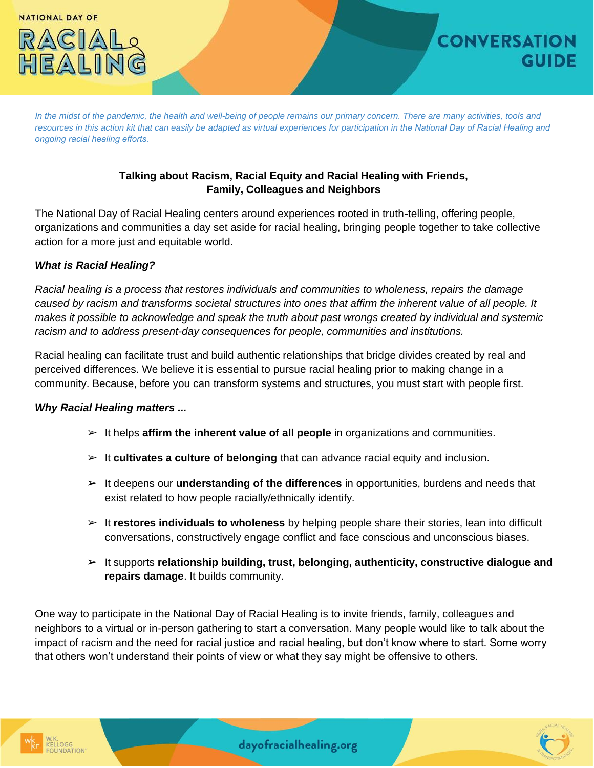NATIONAL DAY OF

# RACIAL HEALING

## CONVERSATION GUIDE

*In the midst of the pandemic, the health and well-being of people remains our primary concern. There are many activities, tools and resources in this action kit that can easily be adapted as virtual experiences for participation in the National Day of Racial Healing and ongoing racial healing efforts.*

### Talking about Racism, Racial Equity and Racial Healing with Friends, Family, Colleagues and Neighbors

The National Day of Racial Healing centers around experiences rooted in truth-telling, offering people, organizations and communities a day set aside for racial healing, bringing people together to take collective action for a more just and equitable world.

***What is Racial Healing?***

*Racial healing is a process that restores individuals and communities to wholeness, repairs the damage caused by racism and transforms societal structures into ones that affirm the inherent value of all people. It makes it possible to acknowledge and speak the truth about past wrongs created by individual and systemic racism and to address present-day consequences for people, communities and institutions.*

Racial healing can facilitate trust and build authentic relationships that bridge divides created by real and perceived differences. We believe it is essential to pursue racial healing prior to making change in a community. Because, before you can transform systems and structures, you must start with people first.

***Why Racial Healing matters ...***

- It helps **affirm the inherent value of all people** in organizations and communities.
- It **cultivates a culture of belonging** that can advance racial equity and inclusion.
- It deepens our **understanding of the differences** in opportunities, burdens and needs that exist related to how people racially/ethnically identify.
- It **restores individuals to wholeness** by helping people share their stories, lean into difficult conversations, constructively engage conflict and face conscious and unconscious biases.
- It supports **relationship building, trust, belonging, authenticity, constructive dialogue and repairs damage**. It builds community.

One way to participate in the National Day of Racial Healing is to invite friends, family, colleagues and neighbors to a virtual or in-person gathering to start a conversation. Many people would like to talk about the impact of racism and the need for racial justice and racial healing, but don't know where to start. Some worry that others won't understand their points of view or what they say might be offensive to others.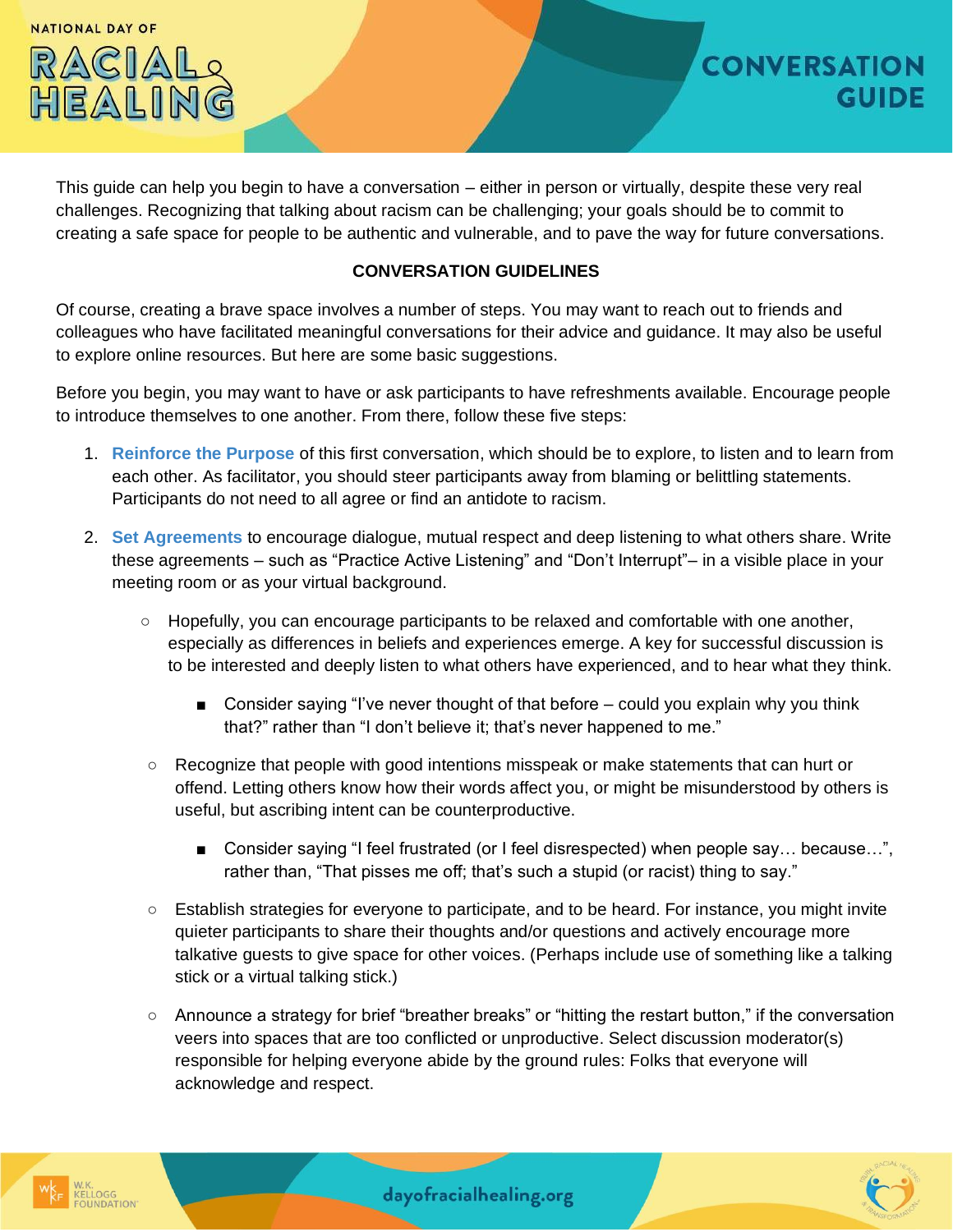This guide can help you begin to have a conversation – either in person or virtually, despite these very real challenges. Recognizing that talking about racism can be challenging; your goals should be to commit to creating a safe space for people to be authentic and vulnerable, and to pave the way for future conversations.

## CONVERSATION GUIDELINES

Of course, creating a brave space involves a number of steps. You may want to reach out to friends and colleagues who have facilitated meaningful conversations for their advice and guidance. It may also be useful to explore online resources. But here are some basic suggestions.

Before you begin, you may want to have or ask participants to have refreshments available. Encourage people to introduce themselves to one another. From there, follow these five steps:

1. **Reinforce the Purpose** of this first conversation, which should be to explore, to listen and to learn from each other. As facilitator, you should steer participants away from blaming or belittling statements. Participants do not need to all agree or find an antidote to racism.
2. **Set Agreements** to encourage dialogue, mutual respect and deep listening to what others share. Write these agreements – such as "Practice Active Listening" and "Don't Interrupt"– in a visible place in your meeting room or as your virtual background.
   - Hopefully, you can encourage participants to be relaxed and comfortable with one another, especially as differences in beliefs and experiences emerge. A key for successful discussion is to be interested and deeply listen to what others have experienced, and to hear what they think.
     - Consider saying "I've never thought of that before – could you explain why you think that?" rather than "I don't believe it; that's never happened to me."
   - Recognize that people with good intentions misspeak or make statements that can hurt or offend. Letting others know how their words affect you, or might be misunderstood by others is useful, but ascribing intent can be counterproductive.
     - Consider saying "I feel frustrated (or I feel disrespected) when people say… because…", rather than, "That pisses me off; that's such a stupid (or racist) thing to say."
   - Establish strategies for everyone to participate, and to be heard. For instance, you might invite quieter participants to share their thoughts and/or questions and actively encourage more talkative guests to give space for other voices. (Perhaps include use of something like a talking stick or a virtual talking stick.)
   - Announce a strategy for brief "breather breaks" or "hitting the restart button," if the conversation veers into spaces that are too conflicted or unproductive. Select discussion moderator(s) responsible for helping everyone abide by the ground rules: Folks that everyone will acknowledge and respect.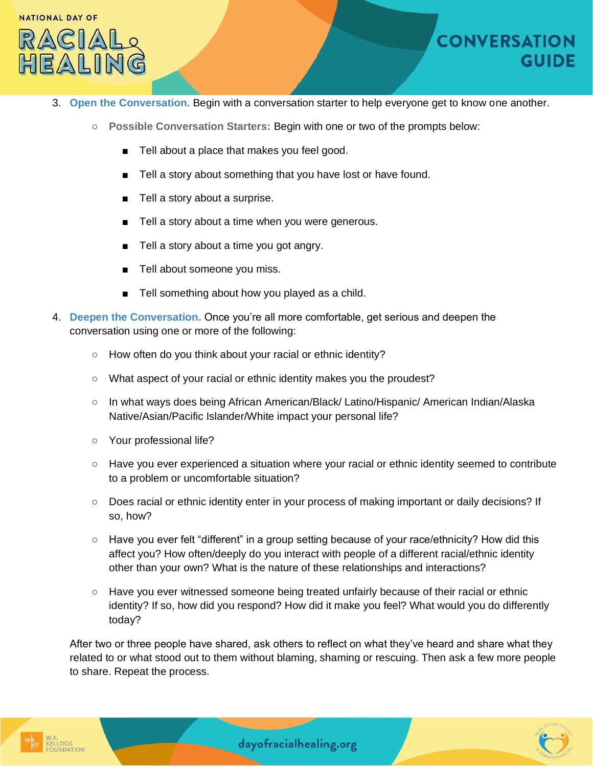3. **Open the Conversation.** Begin with a conversation starter to help everyone get to know one another.
    - **Possible Conversation Starters:** Begin with one or two of the prompts below:
        - Tell about a place that makes you feel good.
        - Tell a story about something that you have lost or have found.
        - Tell a story about a surprise.
        - Tell a story about a time when you were generous.
        - Tell a story about a time you got angry.
        - Tell about someone you miss.
        - Tell something about how you played as a child.
4. **Deepen the Conversation.** Once you're all more comfortable, get serious and deepen the conversation using one or more of the following:
    - How often do you think about your racial or ethnic identity?
    - What aspect of your racial or ethnic identity makes you the proudest?
    - In what ways does being African American/Black/ Latino/Hispanic/ American Indian/Alaska Native/Asian/Pacific Islander/White impact your personal life?
    - Your professional life?
    - Have you ever experienced a situation where your racial or ethnic identity seemed to contribute to a problem or uncomfortable situation?
    - Does racial or ethnic identity enter in your process of making important or daily decisions? If so, how?
    - Have you ever felt "different" in a group setting because of your race/ethnicity? How did this affect you? How often/deeply do you interact with people of a different racial/ethnic identity other than your own? What is the nature of these relationships and interactions?
    - Have you ever witnessed someone being treated unfairly because of their racial or ethnic identity? If so, how did you respond? How did it make you feel? What would you do differently today?

    After two or three people have shared, ask others to reflect on what they've heard and share what they related to or what stood out to them without blaming, shaming or rescuing. Then ask a few more people to share. Repeat the process.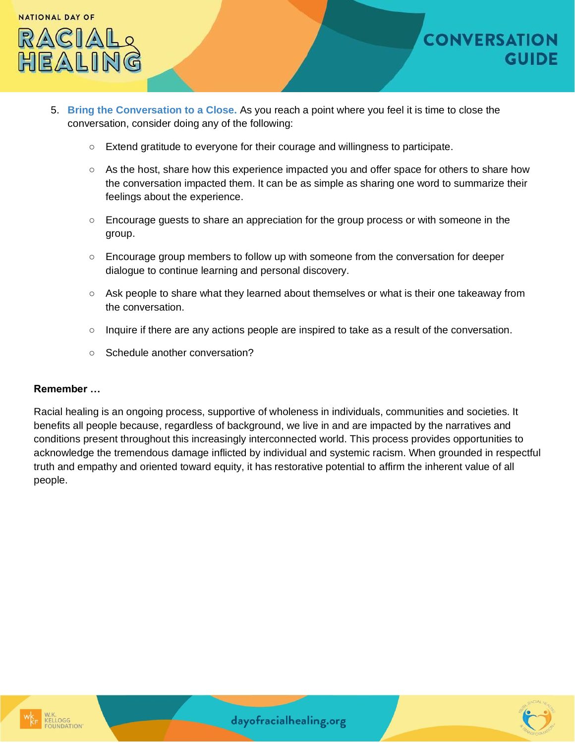5. **Bring the Conversation to a Close.** As you reach a point where you feel it is time to close the conversation, consider doing any of the following:

    - Extend gratitude to everyone for their courage and willingness to participate.
    - As the host, share how this experience impacted you and offer space for others to share how the conversation impacted them. It can be as simple as sharing one word to summarize their feelings about the experience.
    - Encourage guests to share an appreciation for the group process or with someone in the group.
    - Encourage group members to follow up with someone from the conversation for deeper dialogue to continue learning and personal discovery.
    - Ask people to share what they learned about themselves or what is their one takeaway from the conversation.
    - Inquire if there are any actions people are inspired to take as a result of the conversation.
    - Schedule another conversation?

**Remember …**

Racial healing is an ongoing process, supportive of wholeness in individuals, communities and societies. It benefits all people because, regardless of background, we live in and are impacted by the narratives and conditions present throughout this increasingly interconnected world. This process provides opportunities to acknowledge the tremendous damage inflicted by individual and systemic racism. When grounded in respectful truth and empathy and oriented toward equity, it has restorative potential to affirm the inherent value of all people.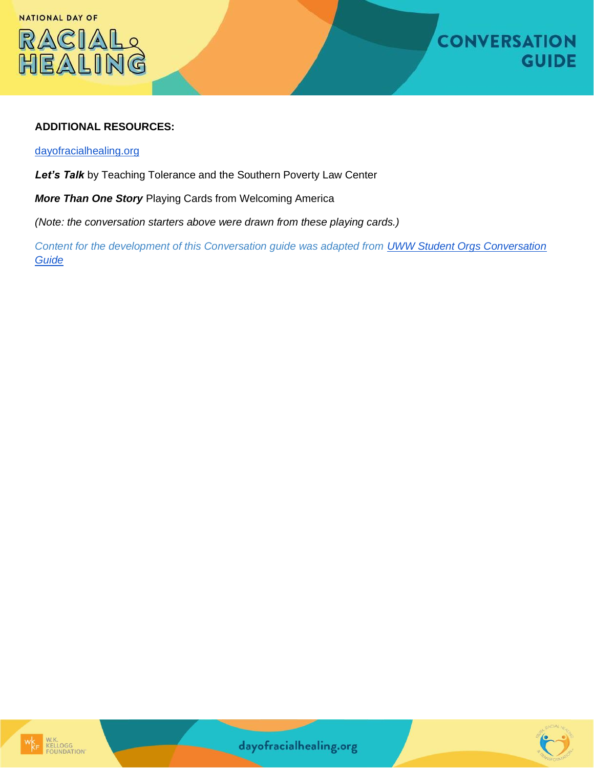**ADDITIONAL RESOURCES:**

[dayofracialhealing.org](dayofracialhealing.org)

***Let's Talk*** by Teaching Tolerance and the Southern Poverty Law Center

***More Than One Story*** Playing Cards from Welcoming America

*(Note: the conversation starters above were drawn from these playing cards.)*

*Content for the development of this Conversation guide was adapted from [UWW Student Orgs Conversation Guide]()*